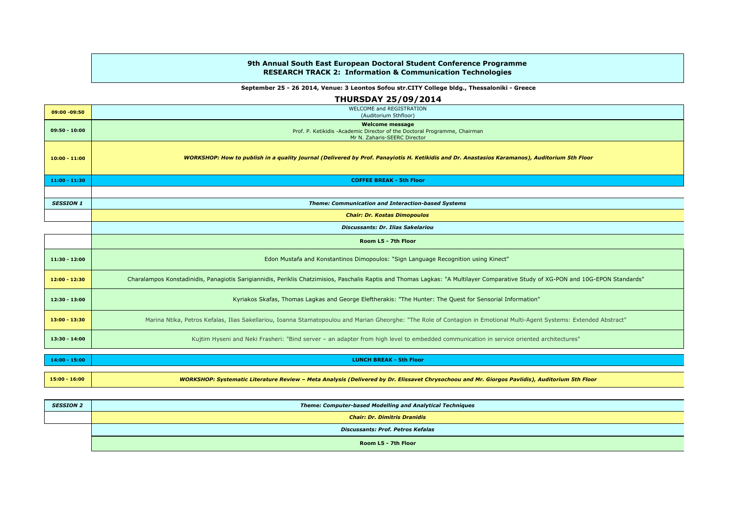# 9th Annual South East European Doctoral Student Conference Programme
## RESEARCH TRACK 2: Information & Communication Technologies

**September 25 - 26 2014, Venue: 3 Leontos Sofou str.CITY College bldg., Thessaloniki - Greece**

## THURSDAY 25/09/2014

| Time | Programme |
|---|---|
| **09:00 -09:50** | WELCOME and REGISTRATION (Auditorium 5thfloor) |
| **09:50 - 10:00** | **Welcome message** Prof. P. Ketikidis -Academic Director of the Doctoral Programme, Chairman Mr N. Zaharis-SEERC Director |
| **10:00 - 11:00** | ***WORKSHOP: How to publish in a quality journal (Delivered by Prof. Panayiotis H. Ketikidis and Dr. Anastasios Karamanos), Auditorium 5th Floor*** |
| **11:00 - 11:30** | **COFFEE BREAK - 5th Floor** |
| | |
| ***SESSION 1*** | ***Theme: Communication and Interaction-based Systems*** |
| | ***Chair: Dr. Kostas Dimopoulos*** |
| | ***Discussants: Dr. Ilias Sakelariou*** |
| | **Room L5 - 7th Floor** |
| **11:30 - 12:00** | Edon Mustafa and Konstantinos Dimopoulos: "Sign Language Recognition using Kinect" |
| **12:00 - 12:30** | Charalampos Konstadinidis, Panagiotis Sarigiannidis, Periklis Chatzimisios, Paschalis Raptis and Thomas Lagkas: "A Multilayer Comparative Study of XG-PON and 10G-EPON Standards" |
| **12:30 - 13:00** | Kyriakos Skafas, Thomas Lagkas and George Eleftherakis: "The Hunter: The Quest for Sensorial Information" |
| **13:00 - 13:30** | Marina Ntika, Petros Kefalas, Ilias Sakellariou, Ioanna Stamatopoulou and Marian Gheorghe: "The Role of Contagion in Emotional Multi-Agent Systems: Extended Abstract" |
| **13:30 - 14:00** | Kujtim Hyseni and Neki Frasheri: "Bind server – an adapter from high level to embedded communication in service oriented architectures" |
| **14:00 - 15:00** | **LUNCH BREAK - 5th Floor** |
| **15:00 - 16:00** | ***WORKSHOP: Systematic Literature Review – Meta Analysis (Delivered by Dr. Elissavet Chrysochoou and Mr. Giorgos Pavlidis), Auditorium 5th Floor*** |
| ***SESSION 2*** | ***Theme: Computer-based Modelling and Analytical Techniques*** |
| | ***Chair: Dr. Dimitris Dranidis*** |
| | ***Discussants: Prof. Petros Kefalas*** |
| | **Room L5 - 7th Floor** |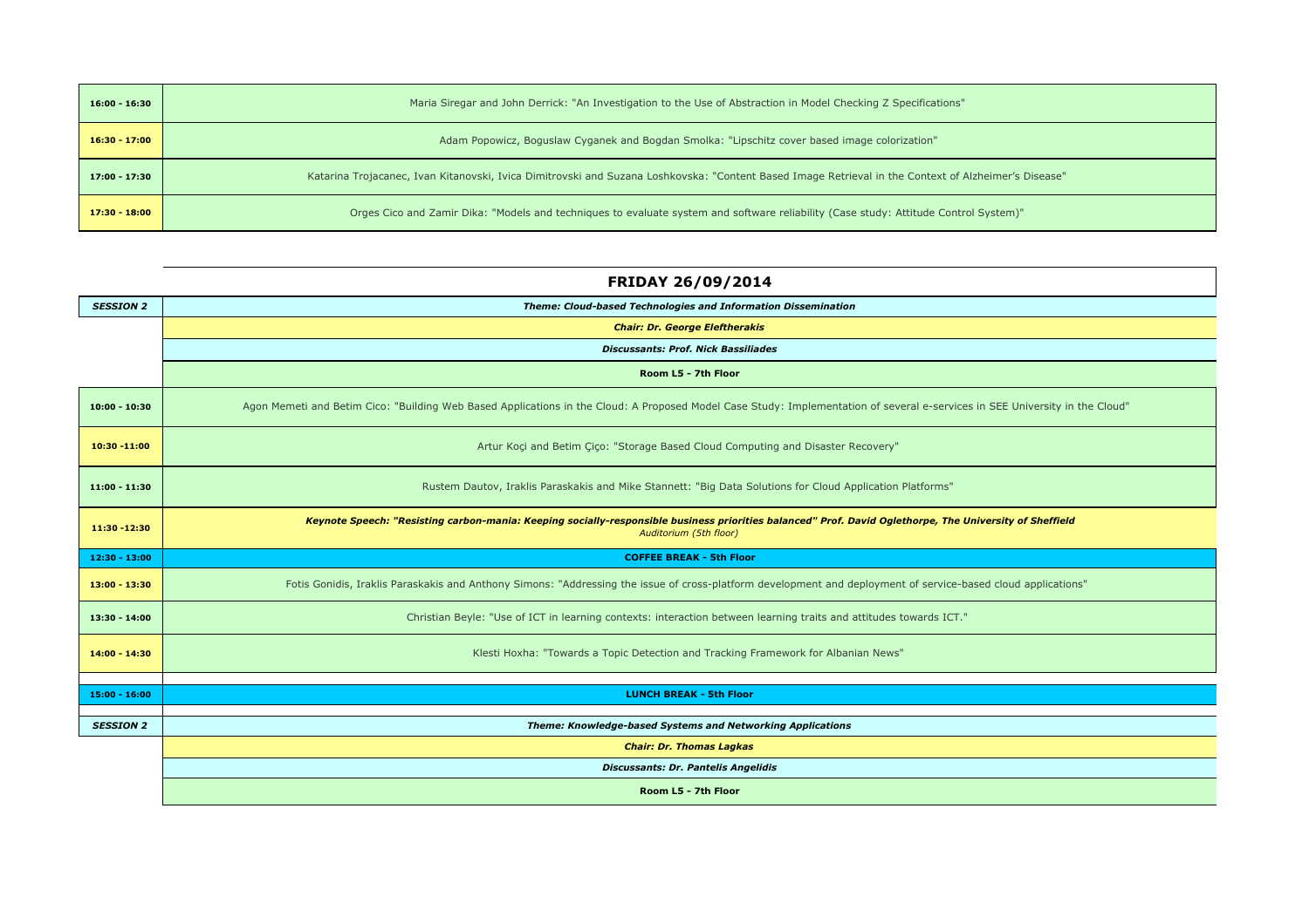| | |
|---|---|
| **16:00 - 16:30** | Maria Siregar and John Derrick: "An Investigation to the Use of Abstraction in Model Checking Z Specifications" |
| **16:30 - 17:00** | Adam Popowicz, Boguslaw Cyganek and Bogdan Smolka: "Lipschitz cover based image colorization" |
| **17:00 - 17:30** | Katarina Trojacanec, Ivan Kitanovski, Ivica Dimitrovski and Suzana Loshkovska: "Content Based Image Retrieval in the Context of Alzheimer's Disease" |
| **17:30 - 18:00** | Orges Cico and Zamir Dika: "Models and techniques to evaluate system and software reliability (Case study: Attitude Control System)" |

## FRIDAY 26/09/2014

| | |
|---|---|
| ***SESSION 2*** | ***Theme: Cloud-based Technologies and Information Dissemination*** |
| | ***Chair: Dr. George Eleftherakis*** |
| | ***Discussants: Prof. Nick Bassiliades*** |
| | **Room L5 - 7th Floor** |
| **10:00 - 10:30** | Agon Memeti and Betim Cico: "Building Web Based Applications in the Cloud: A Proposed Model Case Study: Implementation of several e-services in SEE University in the Cloud" |
| **10:30 -11:00** | Artur Koçi and Betim Çiço: "Storage Based Cloud Computing and Disaster Recovery" |
| **11:00 - 11:30** | Rustem Dautov, Iraklis Paraskakis and Mike Stannett: "Big Data Solutions for Cloud Application Platforms" |
| **11:30 -12:30** | ***Keynote Speech: "Resisting carbon-mania: Keeping socially-responsible business priorities balanced" Prof. David Oglethorpe, The University of Sheffield*** *Auditorium (5th floor)* |
| **12:30 - 13:00** | **COFFEE BREAK - 5th Floor** |
| **13:00 - 13:30** | Fotis Gonidis, Iraklis Paraskakis and Anthony Simons: "Addressing the issue of cross-platform development and deployment of service-based cloud applications" |
| **13:30 - 14:00** | Christian Beyle: "Use of ICT in learning contexts: interaction between learning traits and attitudes towards ICT." |
| **14:00 - 14:30** | Klesti Hoxha: "Towards a Topic Detection and Tracking Framework for Albanian News" |
| | |
| **15:00 - 16:00** | **LUNCH BREAK - 5th Floor** |
| | |
| ***SESSION 2*** | ***Theme: Knowledge-based Systems and Networking Applications*** |
| | ***Chair: Dr. Thomas Lagkas*** |
| | ***Discussants: Dr. Pantelis Angelidis*** |
| | **Room L5 - 7th Floor** |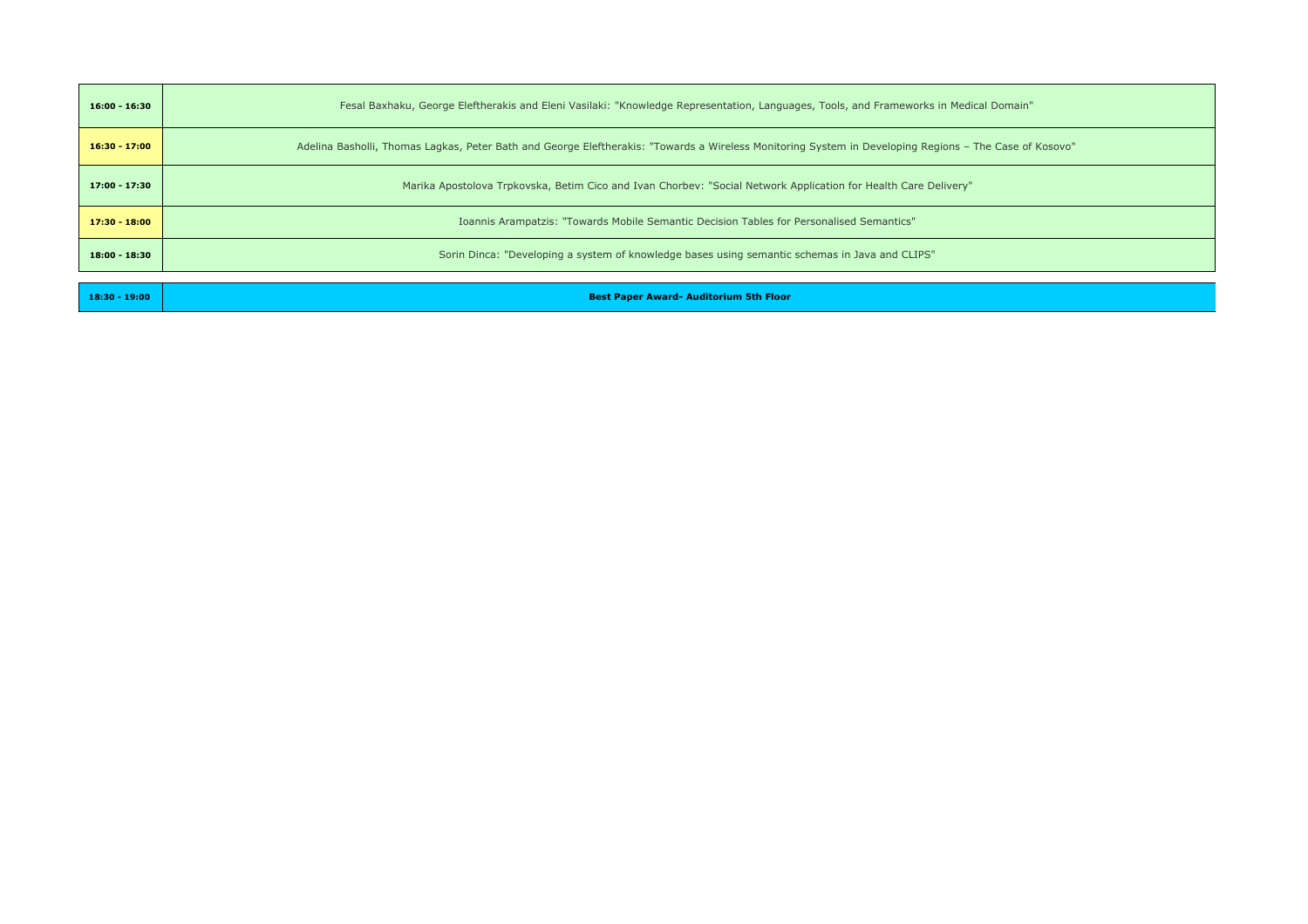| | |
|---|---|
| 16:00 - 16:30 | Fesal Baxhaku, George Eleftherakis and Eleni Vasilaki: "Knowledge Representation, Languages, Tools, and Frameworks in Medical Domain" |
| 16:30 - 17:00 | Adelina Basholli, Thomas Lagkas, Peter Bath and George Eleftherakis: "Towards a Wireless Monitoring System in Developing Regions – The Case of Kosovo" |
| 17:00 - 17:30 | Marika Apostolova Trpkovska, Betim Cico and Ivan Chorbev: "Social Network Application for Health Care Delivery" |
| 17:30 - 18:00 | Ioannis Arampatzis: "Towards Mobile Semantic Decision Tables for Personalised Semantics" |
| 18:00 - 18:30 | Sorin Dinca: "Developing a system of knowledge bases using semantic schemas in Java and CLIPS" |

| | |
|---|---|
| **18:30 - 19:00** | **Best Paper Award- Auditorium 5th Floor** |